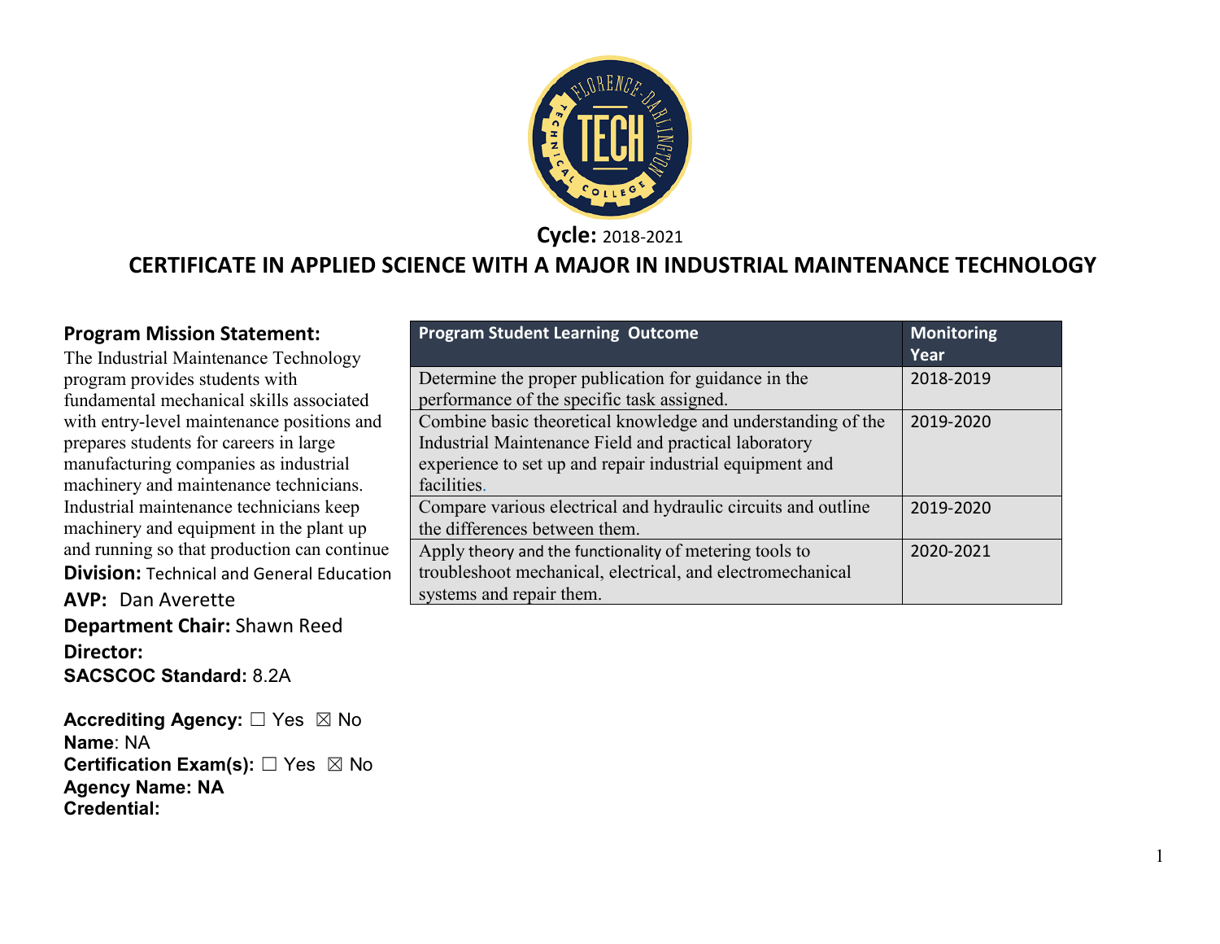**Cycle:** 2018-2021

# CERTIFICATE IN APPLIED SCIENCE WITH A MAJOR IN INDUSTRIAL MAINTENANCE TECHNOLOGY

## Program Mission Statement:

The Industrial Maintenance Technology program provides students with fundamental mechanical skills associated with entry-level maintenance positions and prepares students for careers in large manufacturing companies as industrial machinery and maintenance technicians. Industrial maintenance technicians keep machinery and equipment in the plant up and running so that production can continue

**Division:** Technical and General Education

**AVP:** Dan Averette

**Department Chair:** Shawn Reed

**Director:**

**SACSCOC Standard:** 8.2A

**Accrediting Agency:** ☐ Yes ☒ No
**Name**: NA
**Certification Exam(s):** ☐ Yes ☒ No
**Agency Name: NA**
**Credential:**

| Program Student Learning Outcome | Monitoring Year |
|---|---|
| Determine the proper publication for guidance in the performance of the specific task assigned. | 2018-2019 |
| Combine basic theoretical knowledge and understanding of the Industrial Maintenance Field and practical laboratory experience to set up and repair industrial equipment and facilities. | 2019-2020 |
| Compare various electrical and hydraulic circuits and outline the differences between them. | 2019-2020 |
| Apply theory and the functionality of metering tools to troubleshoot mechanical, electrical, and electromechanical systems and repair them. | 2020-2021 |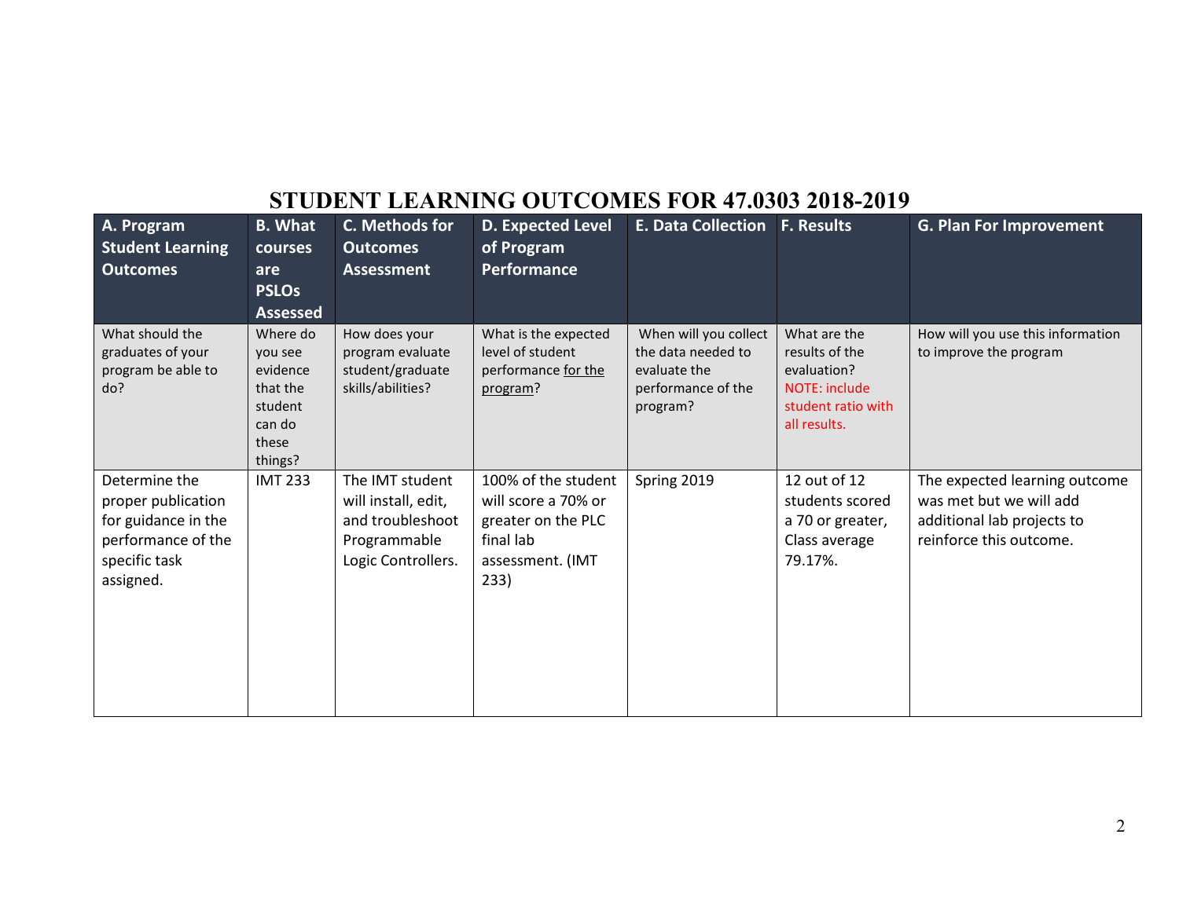# STUDENT LEARNING OUTCOMES FOR 47.0303 2018-2019

| A. Program Student Learning Outcomes | B. What courses are PSLOs Assessed | C. Methods for Outcomes Assessment | D. Expected Level of Program Performance | E. Data Collection | F. Results | G. Plan For Improvement |
|---|---|---|---|---|---|---|
| What should the graduates of your program be able to do? | Where do you see evidence that the student can do these things? | How does your program evaluate student/graduate skills/abilities? | What is the expected level of student performance for the program? | When will you collect the data needed to evaluate the performance of the program? | What are the results of the evaluation? NOTE: include student ratio with all results. | How will you use this information to improve the program |
| Determine the proper publication for guidance in the performance of the specific task assigned. | IMT 233 | The IMT student will install, edit, and troubleshoot Programmable Logic Controllers. | 100% of the student will score a 70% or greater on the PLC final lab assessment. (IMT 233) | Spring 2019 | 12 out of 12 students scored a 70 or greater, Class average 79.17%. | The expected learning outcome was met but we will add additional lab projects to reinforce this outcome. |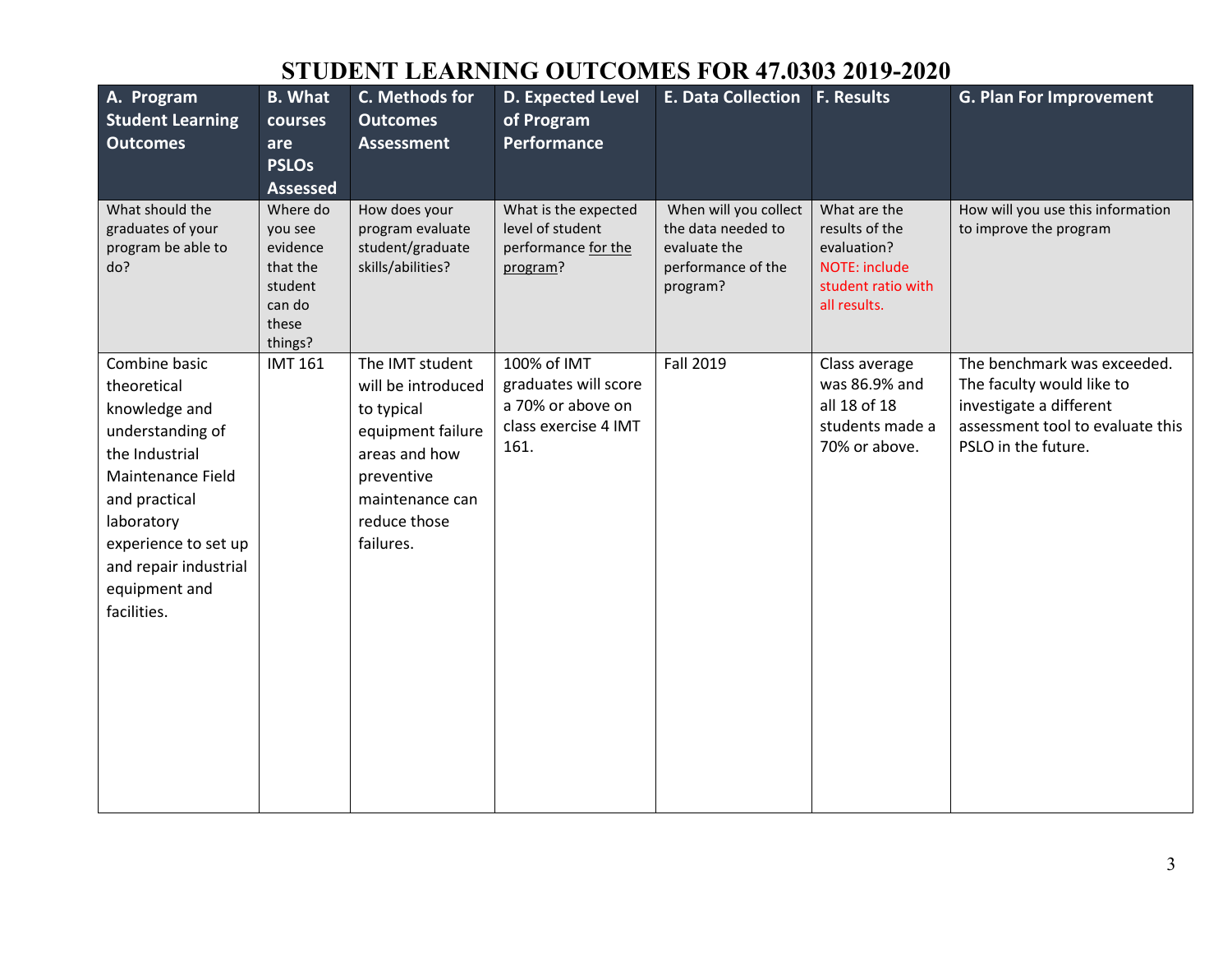# STUDENT LEARNING OUTCOMES FOR 47.0303 2019-2020

| A. Program Student Learning Outcomes | B. What courses are PSLOs Assessed | C. Methods for Outcomes Assessment | D. Expected Level of Program Performance | E. Data Collection | F. Results | G. Plan For Improvement |
|---|---|---|---|---|---|---|
| What should the graduates of your program be able to do? | Where do you see evidence that the student can do these things? | How does your program evaluate student/graduate skills/abilities? | What is the expected level of student performance for the program? | When will you collect the data needed to evaluate the performance of the program? | What are the results of the evaluation? NOTE: include student ratio with all results. | How will you use this information to improve the program |
| Combine basic theoretical knowledge and understanding of the Industrial Maintenance Field and practical laboratory experience to set up and repair industrial equipment and facilities. | IMT 161 | The IMT student will be introduced to typical equipment failure areas and how preventive maintenance can reduce those failures. | 100% of IMT graduates will score a 70% or above on class exercise 4 IMT 161. | Fall 2019 | Class average was 86.9% and all 18 of 18 students made a 70% or above. | The benchmark was exceeded. The faculty would like to investigate a different assessment tool to evaluate this PSLO in the future. |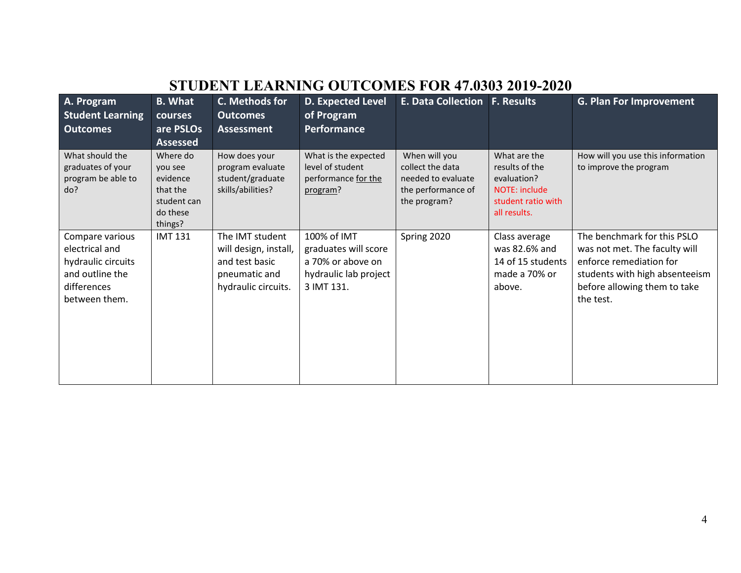# STUDENT LEARNING OUTCOMES FOR 47.0303 2019-2020

| A. Program Student Learning Outcomes | B. What courses are PSLOs Assessed | C. Methods for Outcomes Assessment | D. Expected Level of Program Performance | E. Data Collection | F. Results | G. Plan For Improvement |
|---|---|---|---|---|---|---|
| What should the graduates of your program be able to do? | Where do you see evidence that the student can do these things? | How does your program evaluate student/graduate skills/abilities? | What is the expected level of student performance for the program? | When will you collect the data needed to evaluate the performance of the program? | What are the results of the evaluation? NOTE: include student ratio with all results. | How will you use this information to improve the program |
| Compare various electrical and hydraulic circuits and outline the differences between them. | IMT 131 | The IMT student will design, install, and test basic pneumatic and hydraulic circuits. | 100% of IMT graduates will score a 70% or above on hydraulic lab project 3 IMT 131. | Spring 2020 | Class average was 82.6% and 14 of 15 students made a 70% or above. | The benchmark for this PSLO was not met. The faculty will enforce remediation for students with high absenteeism before allowing them to take the test. |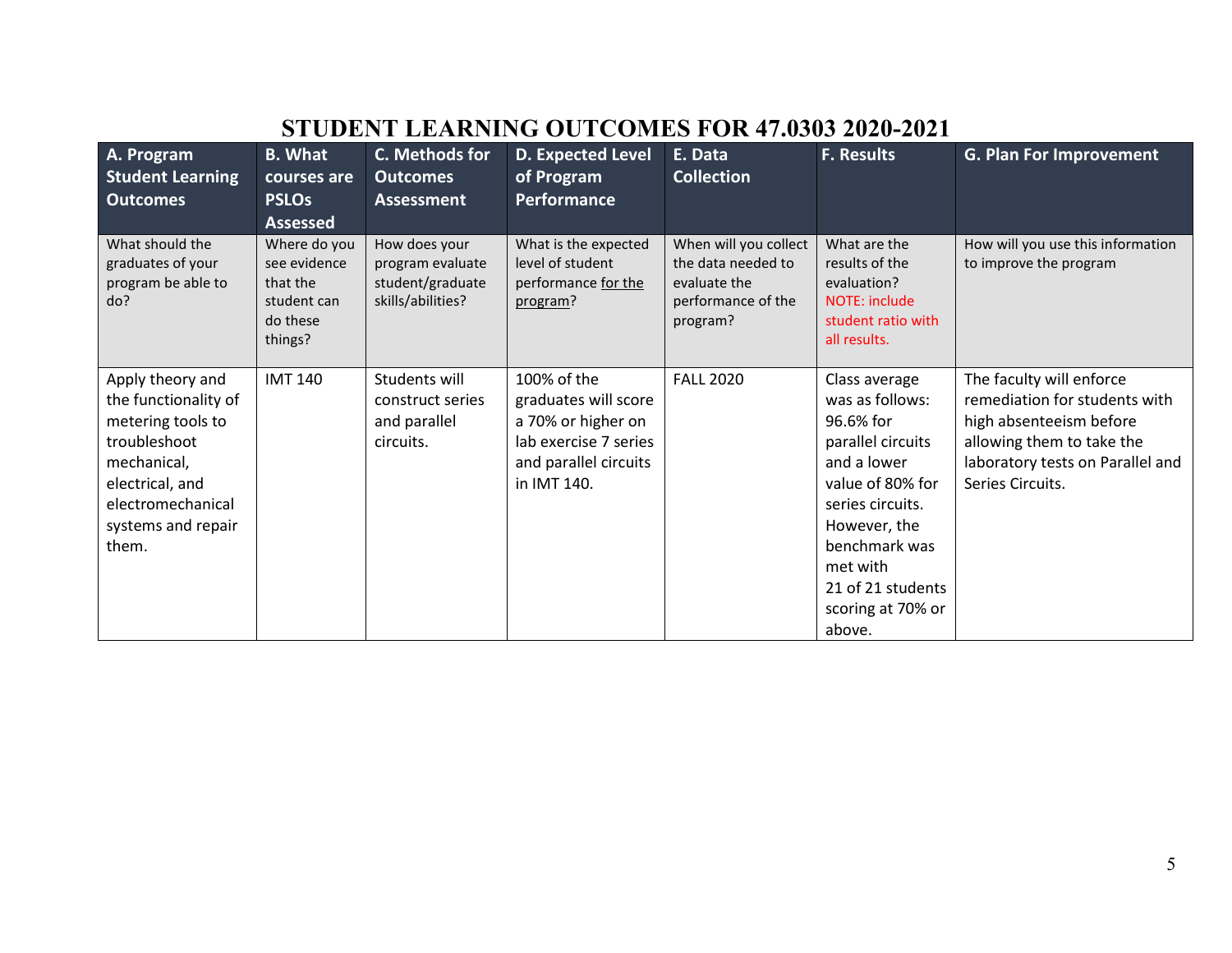# STUDENT LEARNING OUTCOMES FOR 47.0303 2020-2021

| A. Program Student Learning Outcomes | B. What courses are PSLOs Assessed | C. Methods for Outcomes Assessment | D. Expected Level of Program Performance | E. Data Collection | F. Results | G. Plan For Improvement |
|---|---|---|---|---|---|---|
| What should the graduates of your program be able to do? | Where do you see evidence that the student can do these things? | How does your program evaluate student/graduate skills/abilities? | What is the expected level of student performance <u>for the program</u>? | When will you collect the data needed to evaluate the performance of the program? | What are the results of the evaluation? NOTE: include student ratio with all results. | How will you use this information to improve the program |
| Apply theory and the functionality of metering tools to troubleshoot mechanical, electrical, and electromechanical systems and repair them. | IMT 140 | Students will construct series and parallel circuits. | 100% of the graduates will score a 70% or higher on lab exercise 7 series and parallel circuits in IMT 140. | FALL 2020 | Class average was as follows: 96.6% for parallel circuits and a lower value of 80% for series circuits. However, the benchmark was met with 21 of 21 students scoring at 70% or above. | The faculty will enforce remediation for students with high absenteeism before allowing them to take the laboratory tests on Parallel and Series Circuits. |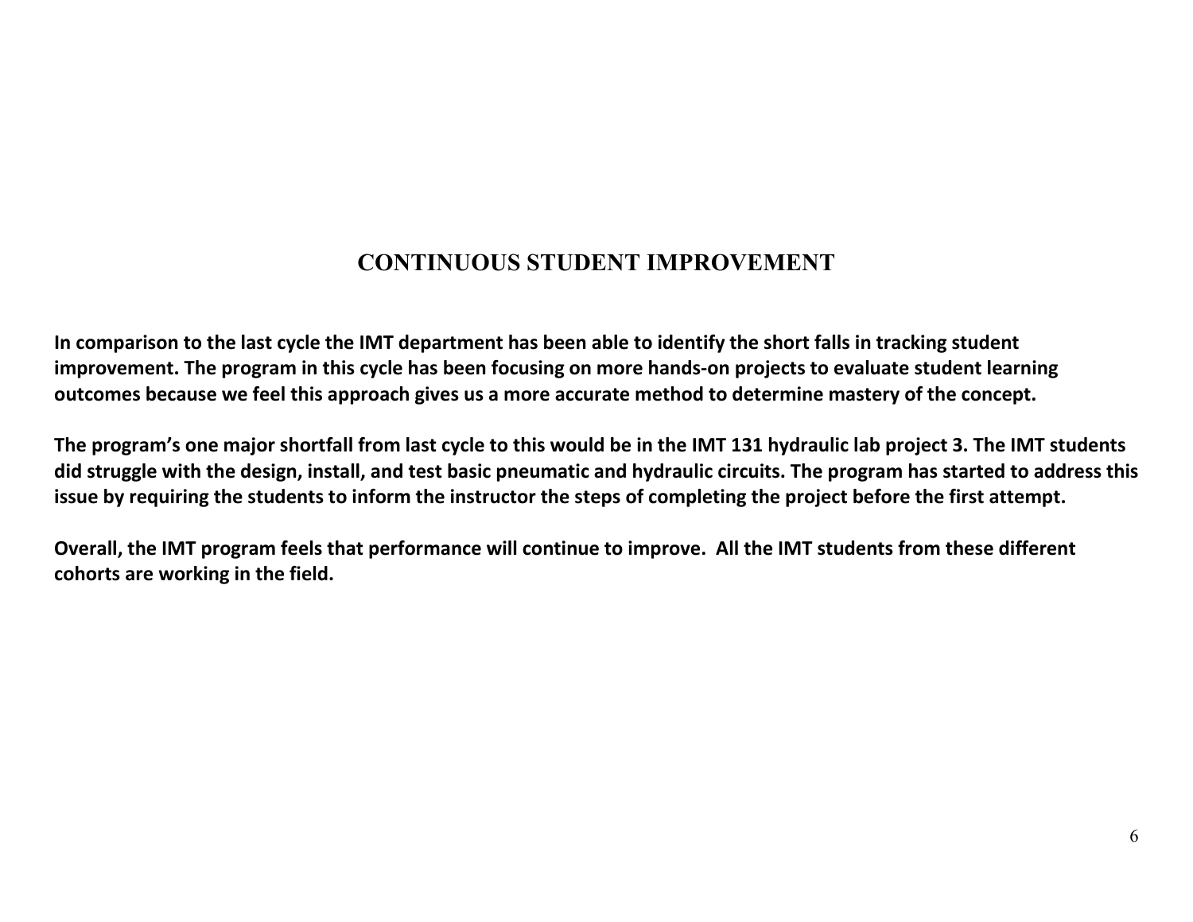# CONTINUOUS STUDENT IMPROVEMENT

**In comparison to the last cycle the IMT department has been able to identify the short falls in tracking student improvement. The program in this cycle has been focusing on more hands-on projects to evaluate student learning outcomes because we feel this approach gives us a more accurate method to determine mastery of the concept.**

**The program's one major shortfall from last cycle to this would be in the IMT 131 hydraulic lab project 3. The IMT students did struggle with the design, install, and test basic pneumatic and hydraulic circuits. The program has started to address this issue by requiring the students to inform the instructor the steps of completing the project before the first attempt.**

**Overall, the IMT program feels that performance will continue to improve. All the IMT students from these different cohorts are working in the field.**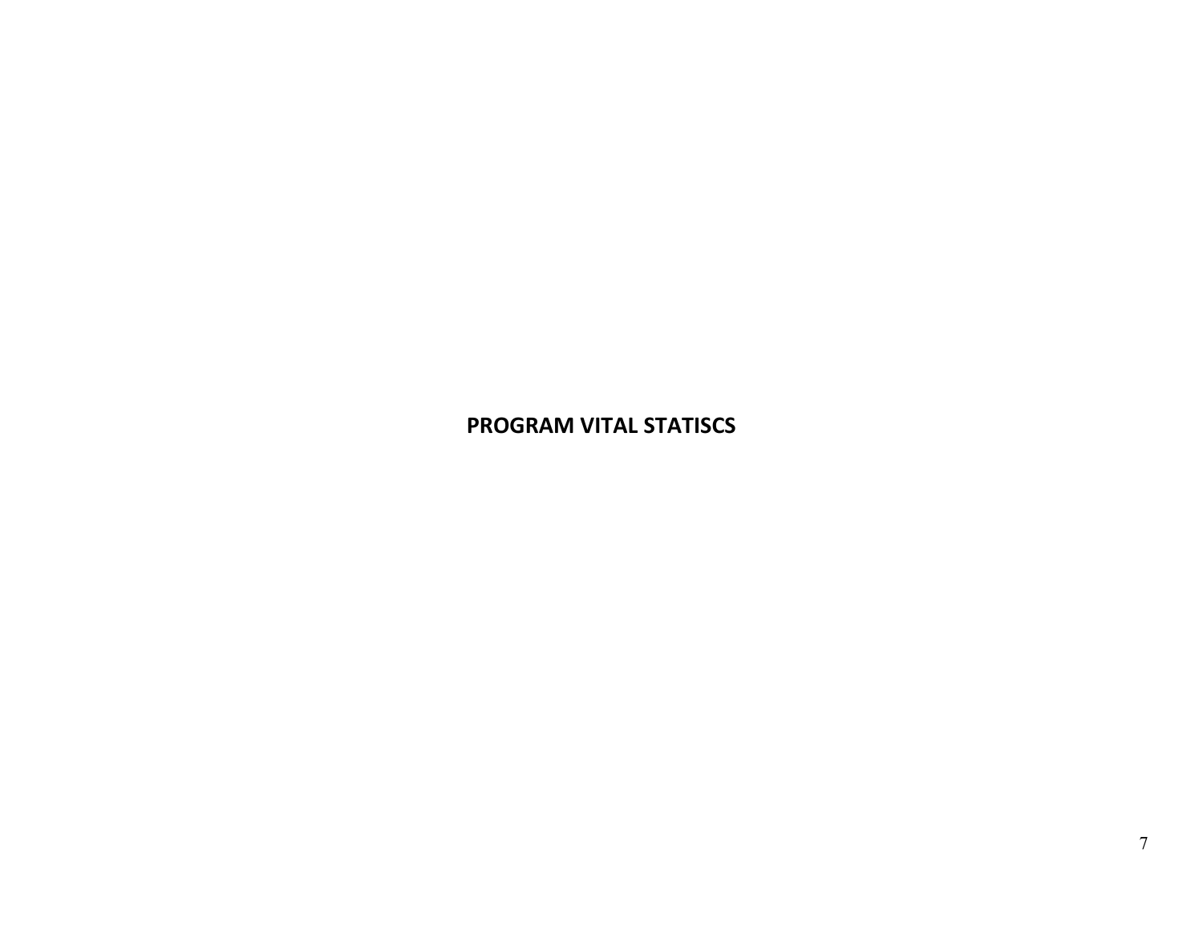# PROGRAM VITAL STATISCS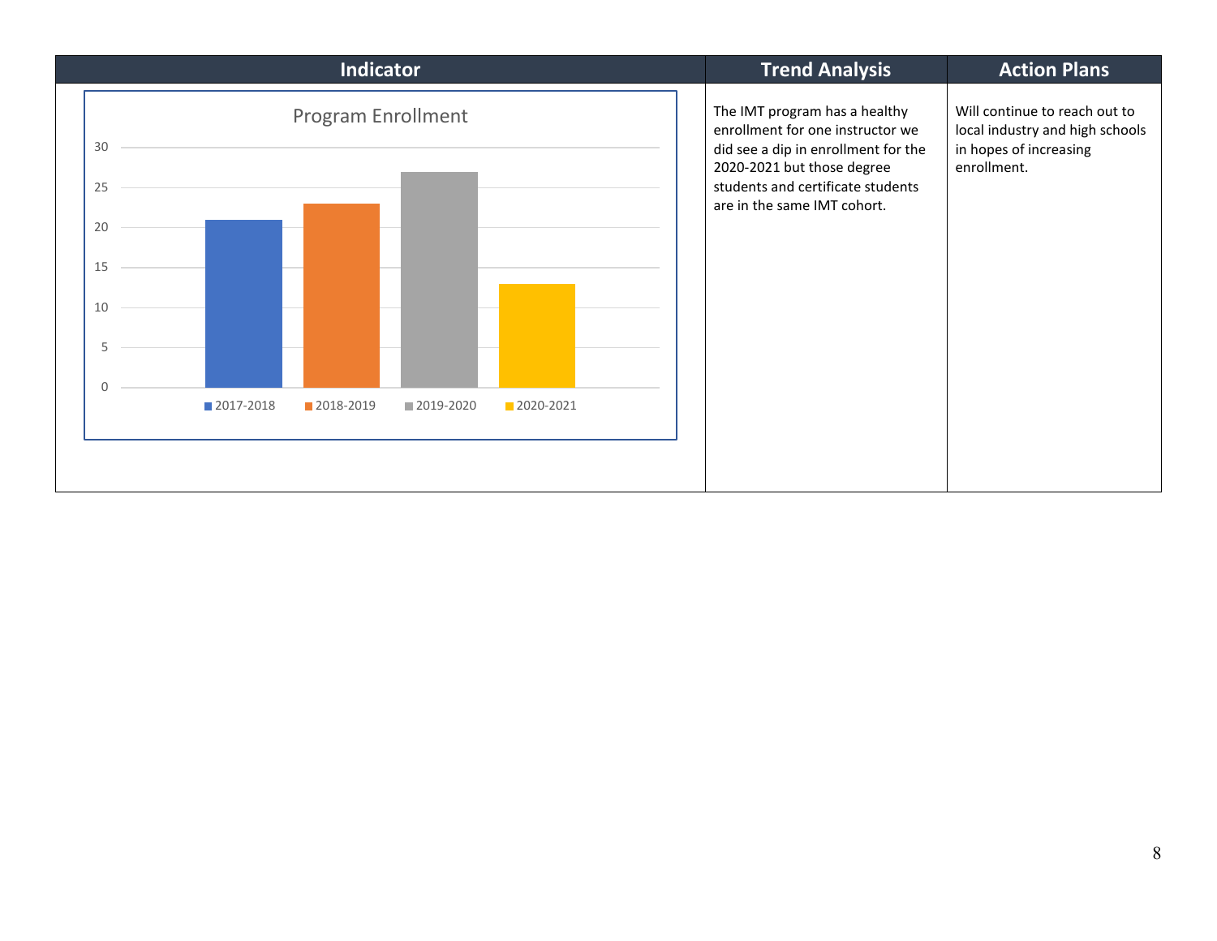| Indicator | Trend Analysis | Action Plans |
|---|---|---|
| Program Enrollment (chart: 2017-2018, 2018-2019, 2019-2020, 2020-2021) | The IMT program has a healthy enrollment for one instructor we did see a dip in enrollment for the 2020-2021 but those degree students and certificate students are in the same IMT cohort. | Will continue to reach out to local industry and high schools in hopes of increasing enrollment. |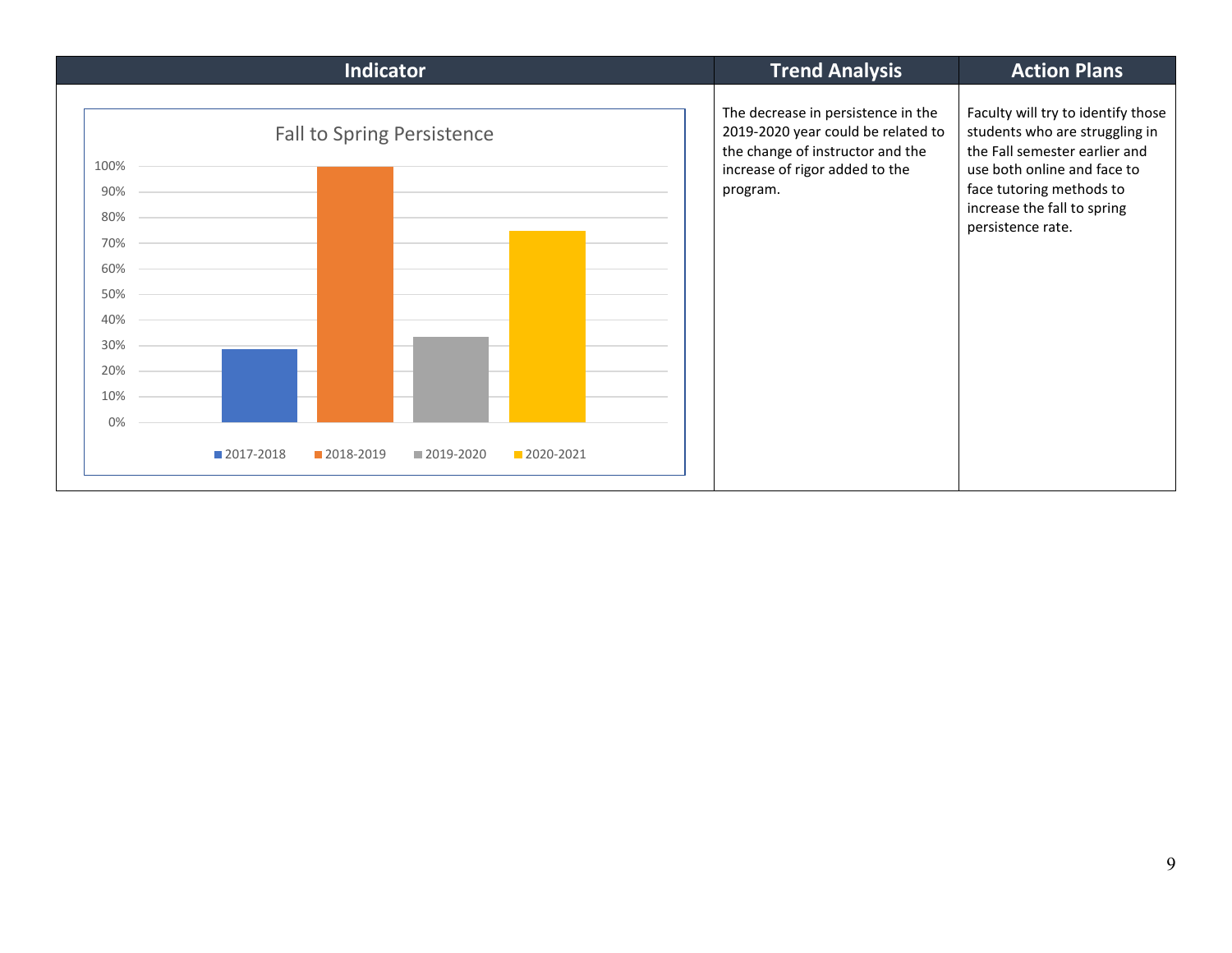| Indicator | Trend Analysis | Action Plans |
|---|---|---|
| Fall to Spring Persistence | The decrease in persistence in the 2019-2020 year could be related to the change of instructor and the increase of rigor added to the program. | Faculty will try to identify those students who are struggling in the Fall semester earlier and use both online and face to face tutoring methods to increase the fall to spring persistence rate. |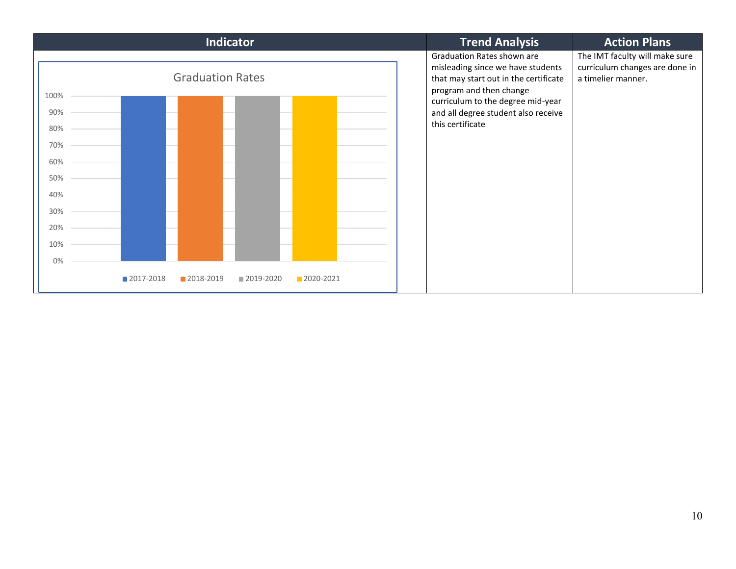| Indicator | Trend Analysis | Action Plans |
| --- | --- | --- |
| Graduation Rates<br>100%: 2017-2018, 2018-2019, 2019-2020, 2020-2021 | Graduation Rates shown are misleading since we have students that may start out in the certificate program and then change curriculum to the degree mid-year and all degree student also receive this certificate | The IMT faculty will make sure curriculum changes are done in a timelier manner. |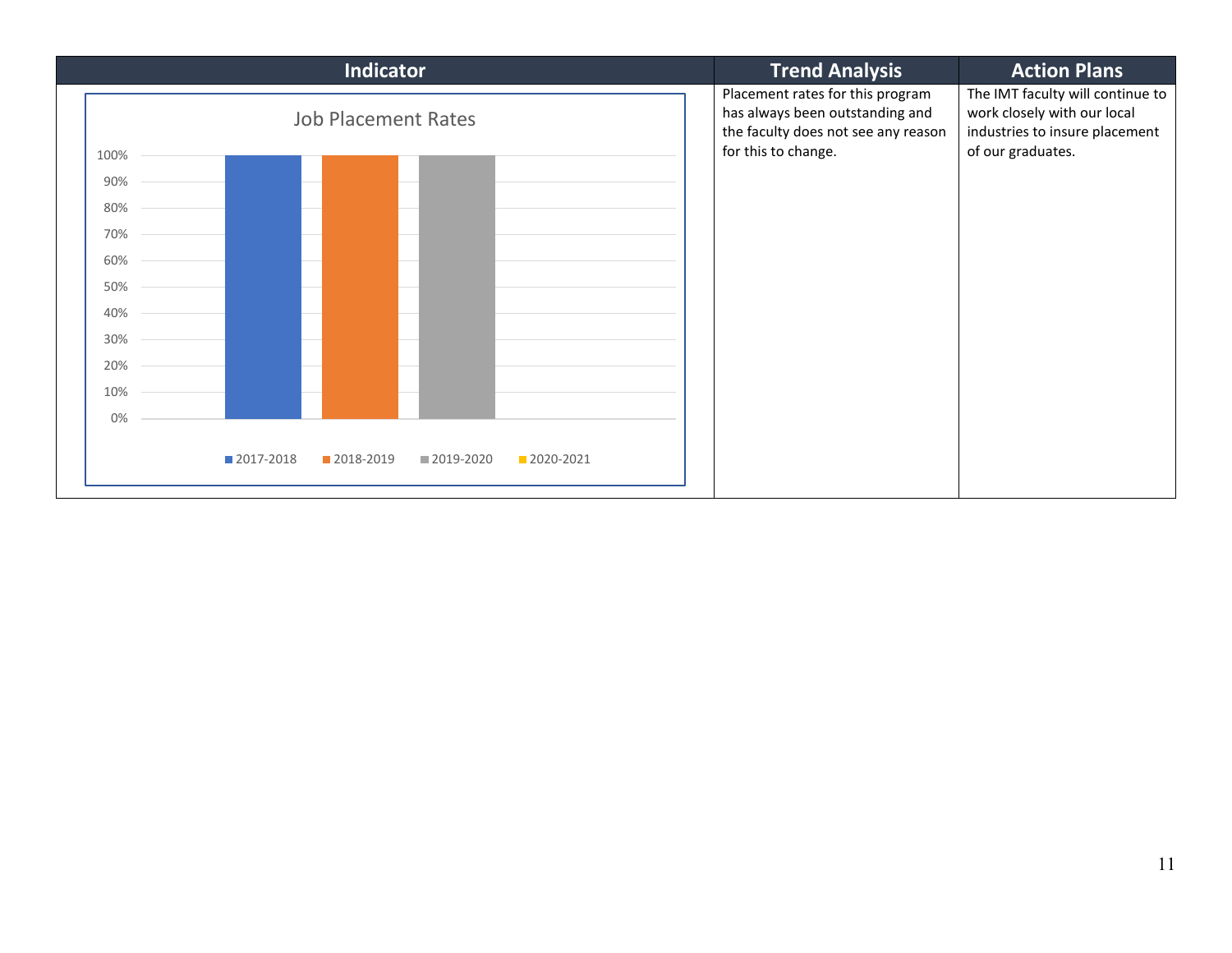| Indicator | Trend Analysis | Action Plans |
| --- | --- | --- |
| Job Placement Rates<br>100%<br>90%<br>80%<br>70%<br>60%<br>50%<br>40%<br>30%<br>20%<br>10%<br>0%<br>2017-2018 2018-2019 2019-2020 2020-2021 | Placement rates for this program has always been outstanding and the faculty does not see any reason for this to change. | The IMT faculty will continue to work closely with our local industries to insure placement of our graduates. |